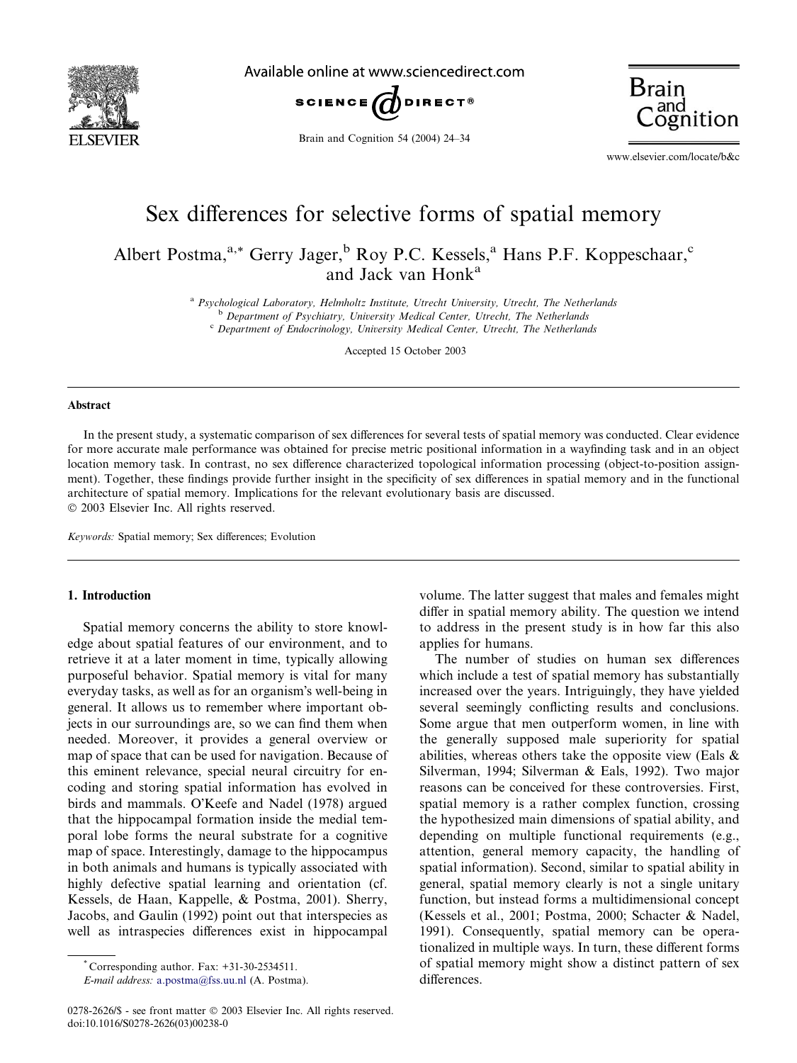# Sex differences for selective forms of spatial memory

Albert Postma,[a,*] Gerry Jager,[b] Roy P.C. Kessels,[a] Hans P.F. Koppeschaar,[c] and Jack van Honk[a]

[a] *Psychological Laboratory, Helmholtz Institute, Utrecht University, Utrecht, The Netherlands*
[b] *Department of Psychiatry, University Medical Center, Utrecht, The Netherlands*
[c] *Department of Endocrinology, University Medical Center, Utrecht, The Netherlands*

Accepted 15 October 2003

## Abstract

In the present study, a systematic comparison of sex differences for several tests of spatial memory was conducted. Clear evidence for more accurate male performance was obtained for precise metric positional information in a wayfinding task and in an object location memory task. In contrast, no sex difference characterized topological information processing (object-to-position assignment). Together, these findings provide further insight in the specificity of sex differences in spatial memory and in the functional architecture of spatial memory. Implications for the relevant evolutionary basis are discussed.
© 2003 Elsevier Inc. All rights reserved.

*Keywords:* Spatial memory; Sex differences; Evolution

## 1. Introduction

Spatial memory concerns the ability to store knowledge about spatial features of our environment, and to retrieve it at a later moment in time, typically allowing purposeful behavior. Spatial memory is vital for many everyday tasks, as well as for an organism's well-being in general. It allows us to remember where important objects in our surroundings are, so we can find them when needed. Moreover, it provides a general overview or map of space that can be used for navigation. Because of this eminent relevance, special neural circuitry for encoding and storing spatial information has evolved in birds and mammals. O'Keefe and Nadel (1978) argued that the hippocampal formation inside the medial temporal lobe forms the neural substrate for a cognitive map of space. Interestingly, damage to the hippocampus in both animals and humans is typically associated with highly defective spatial learning and orientation (cf. Kessels, de Haan, Kappelle, & Postma, 2001). Sherry, Jacobs, and Gaulin (1992) point out that interspecies as well as intraspecies differences exist in hippocampal volume. The latter suggest that males and females might differ in spatial memory ability. The question we intend to address in the present study is in how far this also applies for humans.

The number of studies on human sex differences which include a test of spatial memory has substantially increased over the years. Intriguingly, they have yielded several seemingly conflicting results and conclusions. Some argue that men outperform women, in line with the generally supposed male superiority for spatial abilities, whereas others take the opposite view (Eals & Silverman, 1994; Silverman & Eals, 1992). Two major reasons can be conceived for these controversies. First, spatial memory is a rather complex function, crossing the hypothesized main dimensions of spatial ability, and depending on multiple functional requirements (e.g., attention, general memory capacity, the handling of spatial information). Second, similar to spatial ability in general, spatial memory clearly is not a single unitary function, but instead forms a multidimensional concept (Kessels et al., 2001; Postma, 2000; Schacter & Nadel, 1991). Consequently, spatial memory can be operationalized in multiple ways. In turn, these different forms of spatial memory might show a distinct pattern of sex differences.

* Corresponding author. Fax: +31-30-2534511.
*E-mail address:* a.postma@fss.uu.nl (A. Postma).

0278-2626/$ - see front matter © 2003 Elsevier Inc. All rights reserved.
doi:10.1016/S0278-2626(03)00238-0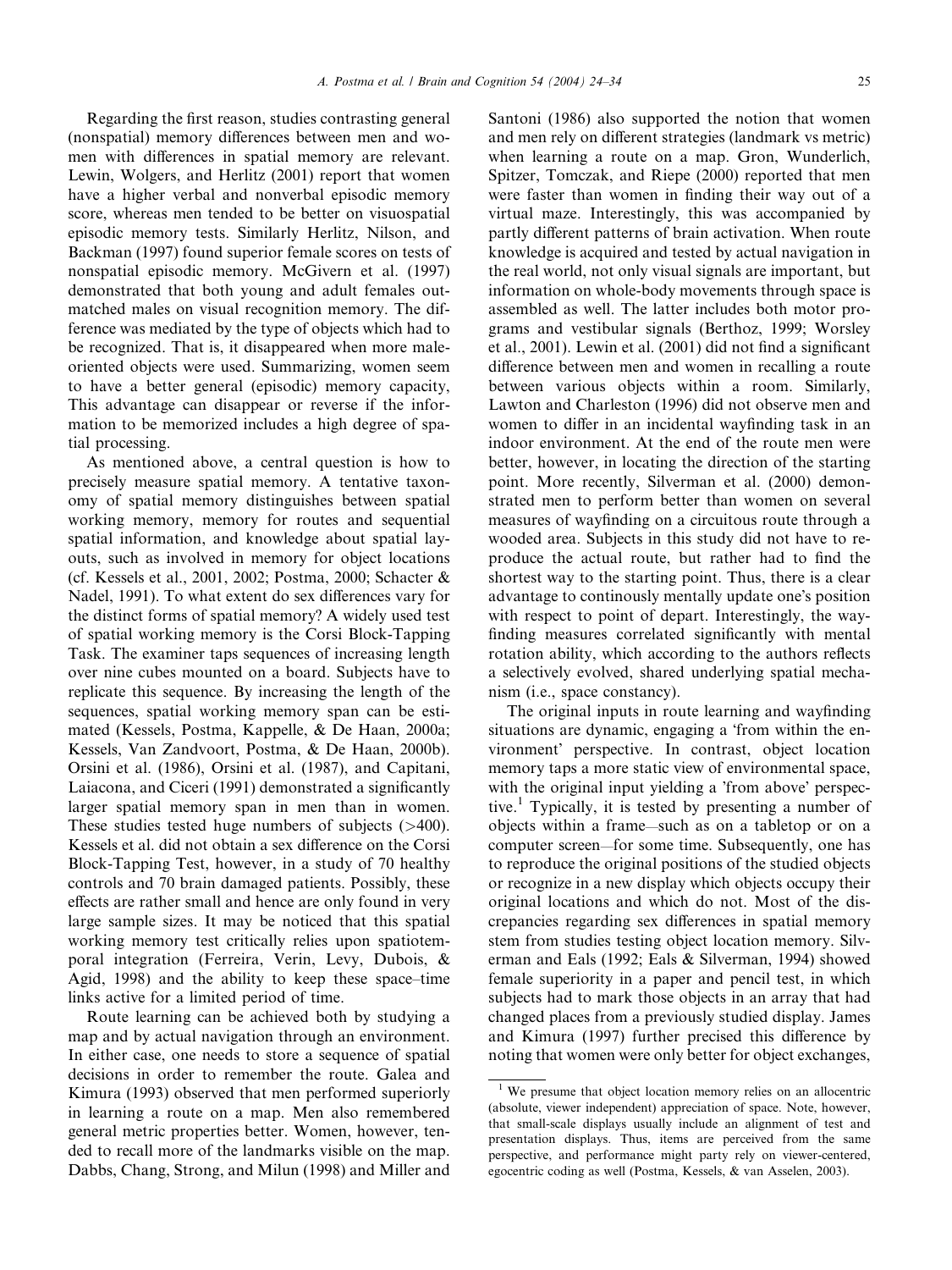Regarding the first reason, studies contrasting general (nonspatial) memory differences between men and women with differences in spatial memory are relevant. Lewin, Wolgers, and Herlitz (2001) report that women have a higher verbal and nonverbal episodic memory score, whereas men tended to be better on visuospatial episodic memory tests. Similarly Herlitz, Nilson, and Backman (1997) found superior female scores on tests of nonspatial episodic memory. McGivern et al. (1997) demonstrated that both young and adult females outmatched males on visual recognition memory. The difference was mediated by the type of objects which had to be recognized. That is, it disappeared when more male-oriented objects were used. Summarizing, women seem to have a better general (episodic) memory capacity, This advantage can disappear or reverse if the information to be memorized includes a high degree of spatial processing.

As mentioned above, a central question is how to precisely measure spatial memory. A tentative taxonomy of spatial memory distinguishes between spatial working memory, memory for routes and sequential spatial information, and knowledge about spatial layouts, such as involved in memory for object locations (cf. Kessels et al., 2001, 2002; Postma, 2000; Schacter & Nadel, 1991). To what extent do sex differences vary for the distinct forms of spatial memory? A widely used test of spatial working memory is the Corsi Block-Tapping Task. The examiner taps sequences of increasing length over nine cubes mounted on a board. Subjects have to replicate this sequence. By increasing the length of the sequences, spatial working memory span can be estimated (Kessels, Postma, Kappelle, & De Haan, 2000a; Kessels, Van Zandvoort, Postma, & De Haan, 2000b). Orsini et al. (1986), Orsini et al. (1987), and Capitani, Laiacona, and Ciceri (1991) demonstrated a significantly larger spatial memory span in men than in women. These studies tested huge numbers of subjects (>400). Kessels et al. did not obtain a sex difference on the Corsi Block-Tapping Test, however, in a study of 70 healthy controls and 70 brain damaged patients. Possibly, these effects are rather small and hence are only found in very large sample sizes. It may be noticed that this spatial working memory test critically relies upon spatiotemporal integration (Ferreira, Verin, Levy, Dubois, & Agid, 1998) and the ability to keep these space–time links active for a limited period of time.

Route learning can be achieved both by studying a map and by actual navigation through an environment. In either case, one needs to store a sequence of spatial decisions in order to remember the route. Galea and Kimura (1993) observed that men performed superiorly in learning a route on a map. Men also remembered general metric properties better. Women, however, tended to recall more of the landmarks visible on the map. Dabbs, Chang, Strong, and Milun (1998) and Miller and Santoni (1986) also supported the notion that women and men rely on different strategies (landmark vs metric) when learning a route on a map. Gron, Wunderlich, Spitzer, Tomczak, and Riepe (2000) reported that men were faster than women in finding their way out of a virtual maze. Interestingly, this was accompanied by partly different patterns of brain activation. When route knowledge is acquired and tested by actual navigation in the real world, not only visual signals are important, but information on whole-body movements through space is assembled as well. The latter includes both motor programs and vestibular signals (Berthoz, 1999; Worsley et al., 2001). Lewin et al. (2001) did not find a significant difference between men and women in recalling a route between various objects within a room. Similarly, Lawton and Charleston (1996) did not observe men and women to differ in an incidental wayfinding task in an indoor environment. At the end of the route men were better, however, in locating the direction of the starting point. More recently, Silverman et al. (2000) demonstrated men to perform better than women on several measures of wayfinding on a circuitous route through a wooded area. Subjects in this study did not have to reproduce the actual route, but rather had to find the shortest way to the starting point. Thus, there is a clear advantage to continously mentally update one's position with respect to point of depart. Interestingly, the wayfinding measures correlated significantly with mental rotation ability, which according to the authors reflects a selectively evolved, shared underlying spatial mechanism (i.e., space constancy).

The original inputs in route learning and wayfinding situations are dynamic, engaging a 'from within the environment' perspective. In contrast, object location memory taps a more static view of environmental space, with the original input yielding a 'from above' perspective.[1] Typically, it is tested by presenting a number of objects within a frame—such as on a tabletop or on a computer screen—for some time. Subsequently, one has to reproduce the original positions of the studied objects or recognize in a new display which objects occupy their original locations and which do not. Most of the discrepancies regarding sex differences in spatial memory stem from studies testing object location memory. Silverman and Eals (1992; Eals & Silverman, 1994) showed female superiority in a paper and pencil test, in which subjects had to mark those objects in an array that had changed places from a previously studied display. James and Kimura (1997) further precised this difference by noting that women were only better for object exchanges,

[1] We presume that object location memory relies on an allocentric (absolute, viewer independent) appreciation of space. Note, however, that small-scale displays usually include an alignment of test and presentation displays. Thus, items are perceived from the same perspective, and performance might party rely on viewer-centered, egocentric coding as well (Postma, Kessels, & van Asselen, 2003).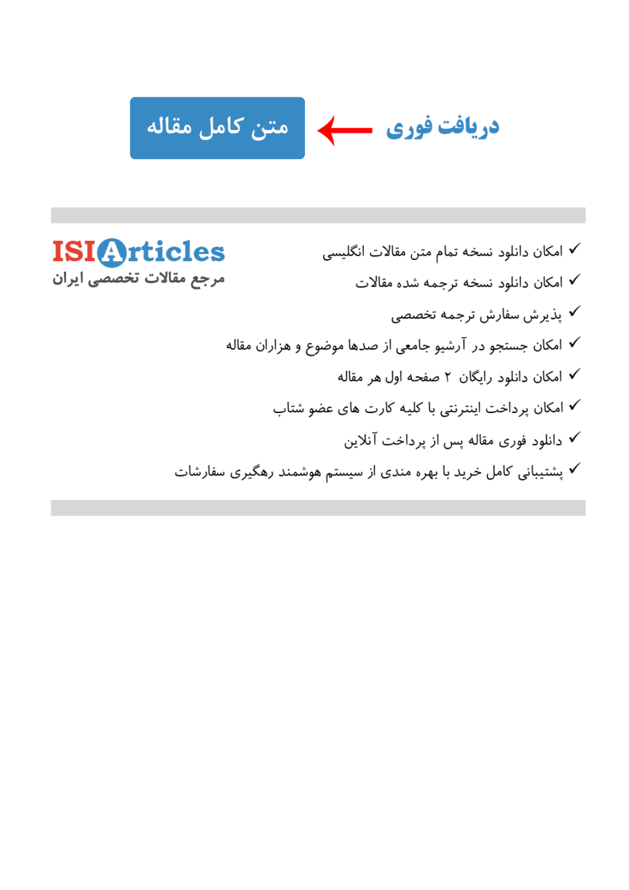دریافت فوری ← **متن کامل مقاله**

**ISIArticles**
مرجع مقالات تخصصی ایران

- ✓ امکان دانلود نسخه تمام متن مقالات انگلیسی
- ✓ امکان دانلود نسخه ترجمه شده مقالات
- ✓ پذیرش سفارش ترجمه تخصصی
- ✓ امکان جستجو در آرشیو جامعی از صدها موضوع و هزاران مقاله
- ✓ امکان دانلود رایگان ۲ صفحه اول هر مقاله
- ✓ امکان پرداخت اینترنتی با کلیه کارت های عضو شتاب
- ✓ دانلود فوری مقاله پس از پرداخت آنلاین
- ✓ پشتیبانی کامل خرید با بهره مندی از سیستم هوشمند رهگیری سفارشات